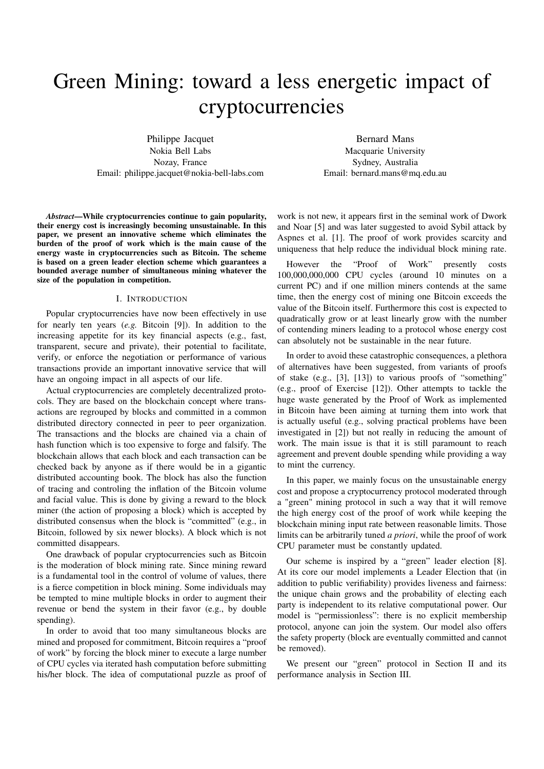# Green Mining: toward a less energetic impact of cryptocurrencies

Philippe Jacquet
Nokia Bell Labs
Nozay, France
Email: philippe.jacquet@nokia-bell-labs.com

Bernard Mans
Macquarie University
Sydney, Australia
Email: bernard.mans@mq.edu.au

***Abstract*—While cryptocurrencies continue to gain popularity, their energy cost is increasingly becoming unsustainable. In this paper, we present an innovative scheme which eliminates the burden of the proof of work which is the main cause of the energy waste in cryptocurrencies such as Bitcoin. The scheme is based on a green leader election scheme which guarantees a bounded average number of simultaneous mining whatever the size of the population in competition.**

## I. Introduction

Popular cryptocurrencies have now been effectively in use for nearly ten years (*e.g.* Bitcoin [9]). In addition to the increasing appetite for its key financial aspects (e.g., fast, transparent, secure and private), their potential to facilitate, verify, or enforce the negotiation or performance of various transactions provide an important innovative service that will have an ongoing impact in all aspects of our life.

Actual cryptocurrencies are completely decentralized protocols. They are based on the blockchain concept where transactions are regrouped by blocks and committed in a common distributed directory connected in peer to peer organization. The transactions and the blocks are chained via a chain of hash function which is too expensive to forge and falsify. The blockchain allows that each block and each transaction can be checked back by anyone as if there would be in a gigantic distributed accounting book. The block has also the function of tracing and controling the inflation of the Bitcoin volume and facial value. This is done by giving a reward to the block miner (the action of proposing a block) which is accepted by distributed consensus when the block is "committed" (e.g., in Bitcoin, followed by six newer blocks). A block which is not committed disappears.

One drawback of popular cryptocurrencies such as Bitcoin is the moderation of block mining rate. Since mining reward is a fundamental tool in the control of volume of values, there is a fierce competition in block mining. Some individuals may be tempted to mine multiple blocks in order to augment their revenue or bend the system in their favor (e.g., by double spending).

In order to avoid that too many simultaneous blocks are mined and proposed for commitment, Bitcoin requires a "proof of work" by forcing the block miner to execute a large number of CPU cycles via iterated hash computation before submitting his/her block. The idea of computational puzzle as proof of work is not new, it appears first in the seminal work of Dwork and Noar [5] and was later suggested to avoid Sybil attack by Aspnes et al. [1]. The proof of work provides scarcity and uniqueness that help reduce the individual block mining rate.

However the "Proof of Work" presently costs 100,000,000,000 CPU cycles (around 10 minutes on a current PC) and if one million miners contends at the same time, then the energy cost of mining one Bitcoin exceeds the value of the Bitcoin itself. Furthermore this cost is expected to quadratically grow or at least linearly grow with the number of contending miners leading to a protocol whose energy cost can absolutely not be sustainable in the near future.

In order to avoid these catastrophic consequences, a plethora of alternatives have been suggested, from variants of proofs of stake (e.g., [3], [13]) to various proofs of "something" (e.g., proof of Exercise [12]). Other attempts to tackle the huge waste generated by the Proof of Work as implemented in Bitcoin have been aiming at turning them into work that is actually useful (e.g., solving practical problems have been investigated in [2]) but not really in reducing the amount of work. The main issue is that it is still paramount to reach agreement and prevent double spending while providing a way to mint the currency.

In this paper, we mainly focus on the unsustainable energy cost and propose a cryptocurrency protocol moderated through a "green" mining protocol in such a way that it will remove the high energy cost of the proof of work while keeping the blockchain mining input rate between reasonable limits. Those limits can be arbitrarily tuned *a priori*, while the proof of work CPU parameter must be constantly updated.

Our scheme is inspired by a "green" leader election [8]. At its core our model implements a Leader Election that (in addition to public verifiability) provides liveness and fairness: the unique chain grows and the probability of electing each party is independent to its relative computational power. Our model is "permissionless": there is no explicit membership protocol, anyone can join the system. Our model also offers the safety property (block are eventually committed and cannot be removed).

We present our "green" protocol in Section II and its performance analysis in Section III.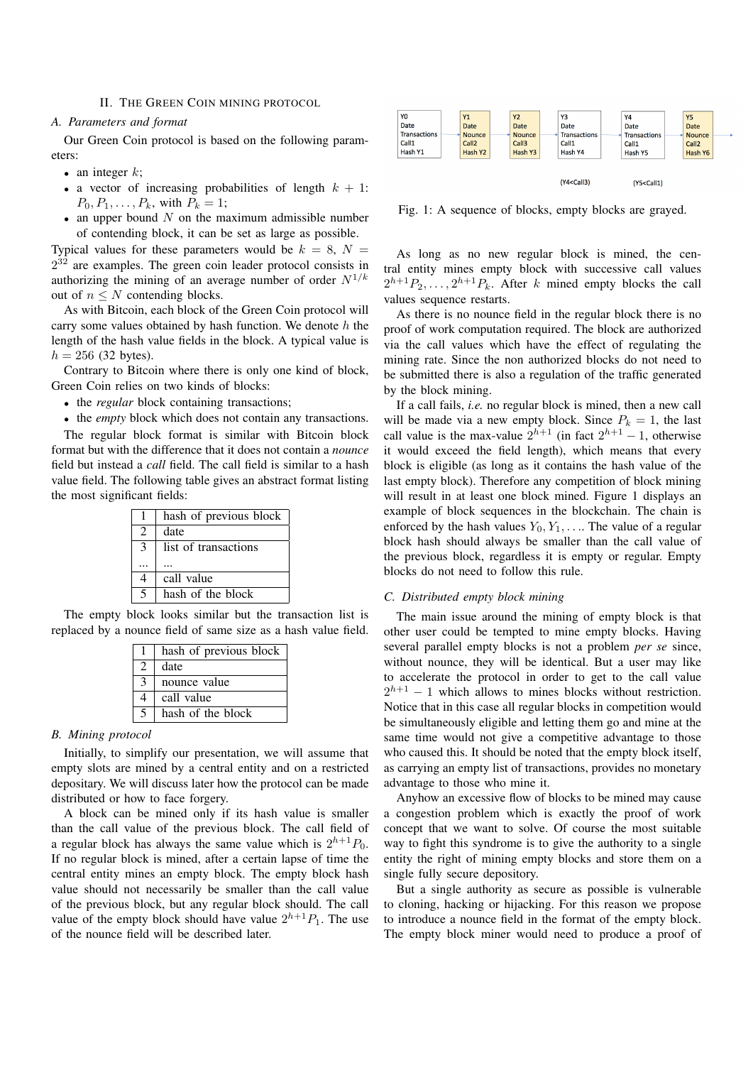## II. The Green Coin mining protocol

### A. Parameters and format

Our Green Coin protocol is based on the following parameters:

- an integer $k$;
- a vector of increasing probabilities of length $k+1$: $P_0, P_1, \ldots, P_k$, with $P_k = 1$;
- an upper bound $N$ on the maximum admissible number of contending block, it can be set as large as possible.

Typical values for these parameters would be $k = 8$, $N = 2^{32}$ are examples. The green coin leader protocol consists in authorizing the mining of an average number of order $N^{1/k}$ out of $n \leq N$ contending blocks.

As with Bitcoin, each block of the Green Coin protocol will carry some values obtained by hash function. We denote $h$ the length of the hash value fields in the block. A typical value is $h = 256$ (32 bytes).

Contrary to Bitcoin where there is only one kind of block, Green Coin relies on two kinds of blocks:

- the *regular* block containing transactions;
- the *empty* block which does not contain any transactions.

The regular block format is similar with Bitcoin block format but with the difference that it does not contain a *nounce* field but instead a *call* field. The call field is similar to a hash value field. The following table gives an abstract format listing the most significant fields:

| | |
|---|---|
| 1 | hash of previous block |
| 2 | date |
| 3 | list of transactions |
| ... | ... |
| 4 | call value |
| 5 | hash of the block |

The empty block looks similar but the transaction list is replaced by a nounce field of same size as a hash value field.

| | |
|---|---|
| 1 | hash of previous block |
| 2 | date |
| 3 | nounce value |
| 4 | call value |
| 5 | hash of the block |

### B. Mining protocol

Initially, to simplify our presentation, we will assume that empty slots are mined by a central entity and on a restricted depositary. We will discuss later how the protocol can be made distributed or how to face forgery.

A block can be mined only if its hash value is smaller than the call value of the previous block. The call field of a regular block has always the same value which is $2^{h+1}P_0$. If no regular block is mined, after a certain lapse of time the central entity mines an empty block. The empty block hash value should not necessarily be smaller than the call value of the previous block, but any regular block should. The call value of the empty block should have value $2^{h+1}P_1$. The use of the nounce field will be described later.

| Y0 | Y1 | Y2 | Y3 | Y4 | Y5 |
|---|---|---|---|---|---|
| Date | Date | Date | Date | Date | Date |
| Transactions | Nounce | Nounce | Transactions | Transactions | Nounce |
| Call1 | Call2 | Call3 | Call1 | Call1 | Call2 |
| Hash Y1 | Hash Y2 | Hash Y3 | Hash Y4 | Hash Y5 | Hash Y6 |
| | | | (Y4<Call3) | (Y5<Call1) | |

Fig. 1: A sequence of blocks, empty blocks are grayed.

As long as no new regular block is mined, the central entity mines empty block with successive call values $2^{h+1}P_2, \ldots, 2^{h+1}P_k$. After $k$ mined empty blocks the call values sequence restarts.

As there is no nounce field in the regular block there is no proof of work computation required. The block are authorized via the call values which have the effect of regulating the mining rate. Since the non authorized blocks do not need to be submitted there is also a regulation of the traffic generated by the block mining.

If a call fails, *i.e.* no regular block is mined, then a new call will be made via a new empty block. Since $P_k = 1$, the last call value is the max-value $2^{h+1}$ (in fact $2^{h+1} - 1$, otherwise it would exceed the field length), which means that every block is eligible (as long as it contains the hash value of the last empty block). Therefore any competition of block mining will result in at least one block mined. Figure 1 displays an example of block sequences in the blockchain. The chain is enforced by the hash values $Y_0, Y_1, \ldots$. The value of a regular block hash should always be smaller than the call value of the previous block, regardless it is empty or regular. Empty blocks do not need to follow this rule.

### C. Distributed empty block mining

The main issue around the mining of empty block is that other user could be tempted to mine empty blocks. Having several parallel empty blocks is not a problem *per se* since, without nounce, they will be identical. But a user may like to accelerate the protocol in order to get to the call value $2^{h+1} - 1$ which allows to mines blocks without restriction. Notice that in this case all regular blocks in competition would be simultaneously eligible and letting them go and mine at the same time would not give a competitive advantage to those who caused this. It should be noted that the empty block itself, as carrying an empty list of transactions, provides no monetary advantage to those who mine it.

Anyhow an excessive flow of blocks to be mined may cause a congestion problem which is exactly the proof of work concept that we want to solve. Of course the most suitable way to fight this syndrome is to give the authority to a single entity the right of mining empty blocks and store them on a single fully secure depository.

But a single authority as secure as possible is vulnerable to cloning, hacking or hijacking. For this reason we propose to introduce a nounce field in the format of the empty block. The empty block miner would need to produce a proof of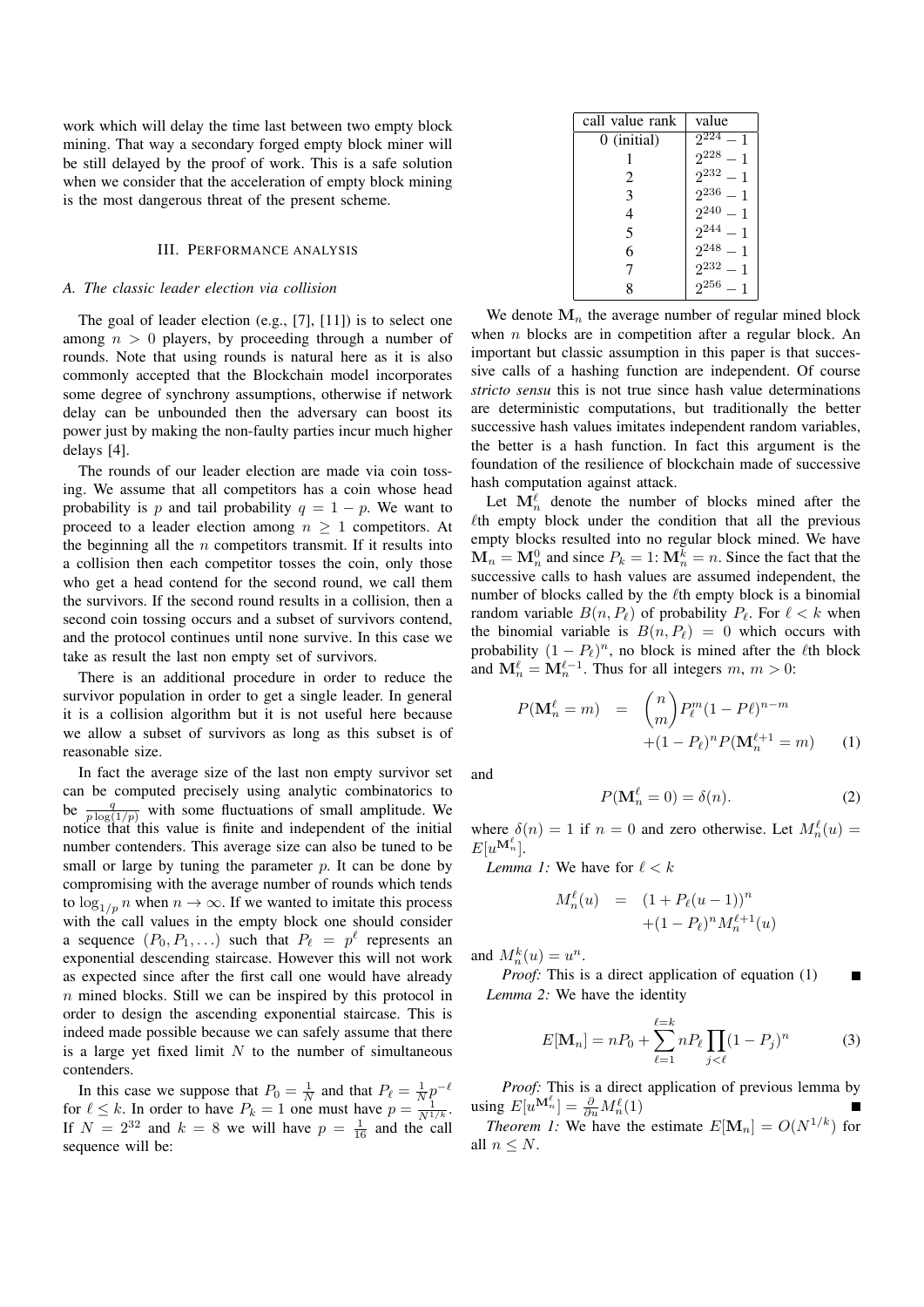work which will delay the time last between two empty block mining. That way a secondary forged empty block miner will be still delayed by the proof of work. This is a safe solution when we consider that the acceleration of empty block mining is the most dangerous threat of the present scheme.

## III. Performance analysis

### A. The classic leader election via collision

The goal of leader election (e.g., [7], [11]) is to select one among $n > 0$ players, by proceeding through a number of rounds. Note that using rounds is natural here as it is also commonly accepted that the Blockchain model incorporates some degree of synchrony assumptions, otherwise if network delay can be unbounded then the adversary can boost its power just by making the non-faulty parties incur much higher delays [4].

The rounds of our leader election are made via coin tossing. We assume that all competitors has a coin whose head probability is $p$ and tail probability $q = 1 - p$. We want to proceed to a leader election among $n \geq 1$ competitors. At the beginning all the $n$ competitors transmit. If it results into a collision then each competitor tosses the coin, only those who get a head contend for the second round, we call them the survivors. If the second round results in a collision, then a second coin tossing occurs and a subset of survivors contend, and the protocol continues until none survive. In this case we take as result the last non empty set of survivors.

There is an additional procedure in order to reduce the survivor population in order to get a single leader. In general it is a collision algorithm but it is not useful here because we allow a subset of survivors as long as this subset is of reasonable size.

In fact the average size of the last non empty survivor set can be computed precisely using analytic combinatorics to be $\frac{q}{p\log(1/p)}$ with some fluctuations of small amplitude. We notice that this value is finite and independent of the initial number contenders. This average size can also be tuned to be small or large by tuning the parameter $p$. It can be done by compromising with the average number of rounds which tends to $\log_{1/p} n$ when $n \to \infty$. If we wanted to imitate this process with the call values in the empty block one should consider a sequence $(P_0, P_1, \ldots)$ such that $P_\ell = p^\ell$ represents an exponential descending staircase. However this will not work as expected since after the first call one would have already $n$ mined blocks. Still we can be inspired by this protocol in order to design the ascending exponential staircase. This is indeed made possible because we can safely assume that there is a large yet fixed limit $N$ to the number of simultaneous contenders.

In this case we suppose that $P_0 = \frac{1}{N}$ and that $P_\ell = \frac{1}{N}p^{-\ell}$ for $\ell \leq k$. In order to have $P_k = 1$ one must have $p = \frac{1}{N^{1/k}}$. If $N = 2^{32}$ and $k = 8$ we will have $p = \frac{1}{16}$ and the call sequence will be:

| call value rank | value |
|---|---|
| 0 (initial) | $2^{224} - 1$ |
| 1 | $2^{228} - 1$ |
| 2 | $2^{232} - 1$ |
| 3 | $2^{236} - 1$ |
| 4 | $2^{240} - 1$ |
| 5 | $2^{244} - 1$ |
| 6 | $2^{248} - 1$ |
| 7 | $2^{232} - 1$ |
| 8 | $2^{256} - 1$ |

We denote $\mathbf{M}_n$ the average number of regular mined block when $n$ blocks are in competition after a regular block. An important but classic assumption in this paper is that successive calls of a hashing function are independent. Of course *stricto sensu* this is not true since hash value determinations are deterministic computations, but traditionally the better successive hash values imitates independent random variables, the better is a hash function. In fact this argument is the foundation of the resilience of blockchain made of successive hash computation against attack.

Let $\mathbf{M}_n^\ell$ denote the number of blocks mined after the $\ell$th empty block under the condition that all the previous empty blocks resulted into no regular block mined. We have $\mathbf{M}_n = \mathbf{M}_n^0$ and since $P_k = 1$: $\mathbf{M}_n^k = n$. Since the fact that the successive calls to hash values are assumed independent, the number of blocks called by the $\ell$th empty block is a binomial random variable $B(n, P_\ell)$ of probability $P_\ell$. For $\ell < k$ when the binomial variable is $B(n, P_\ell) = 0$ which occurs with probability $(1 - P_\ell)^n$, no block is mined after the $\ell$th block and $\mathbf{M}_n^\ell = \mathbf{M}_n^{\ell-1}$. Thus for all integers $m$, $m > 0$:

$$P(\mathbf{M}_n^\ell = m) = \binom{n}{m} P_\ell^m (1 - P\ell)^{n-m} + (1 - P_\ell)^n P(\mathbf{M}_n^{\ell+1} = m) \quad (1)$$

and

$$P(\mathbf{M}_n^\ell = 0) = \delta(n). \quad (2)$$

where $\delta(n) = 1$ if $n = 0$ and zero otherwise. Let $M_n^\ell(u) = E[u^{\mathbf{M}_n^\ell}]$.

*Lemma 1:* We have for $\ell < k$

$$M_n^\ell(u) = (1 + P_\ell(u - 1))^n + (1 - P_\ell)^n M_n^{\ell+1}(u)$$

and $M_n^k(u) = u^n$.

*Proof:* This is a direct application of equation (1) ∎

*Lemma 2:* We have the identity

$$E[\mathbf{M}_n] = nP_0 + \sum_{\ell=1}^{\ell=k} nP_\ell \prod_{j<\ell} (1 - P_j)^n \quad (3)$$

*Proof:* This is a direct application of previous lemma by using $E[u^{\mathbf{M}_n^\ell}] = \frac{\partial}{\partial u} M_n^\ell(1)$ ∎

*Theorem 1:* We have the estimate $E[\mathbf{M}_n] = O(N^{1/k})$ for all $n \leq N$.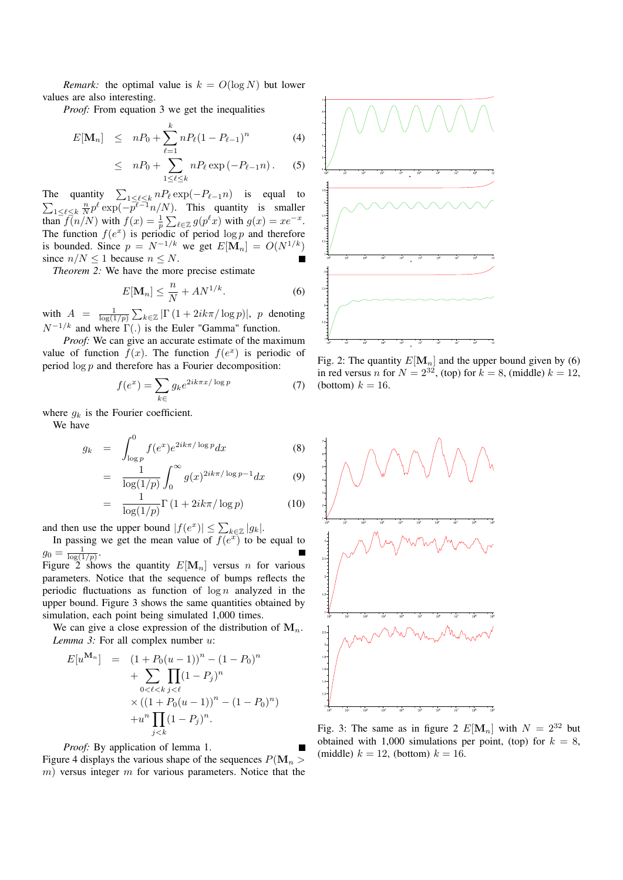*Remark:* the optimal value is $k = O(\log N)$ but lower values are also interesting.

*Proof:* From equation 3 we get the inequalities

$$
\begin{aligned}
E[\mathbf{M}_n] &\leq nP_0 + \sum_{\ell=1}^{k} nP_\ell (1 - P_{\ell-1})^n && (4)\\
&\leq nP_0 + \sum_{1 \leq \ell \leq k} nP_\ell \exp\left(-P_{\ell-1} n\right). && (5)
\end{aligned}
$$

The quantity $\sum_{1\leq \ell \leq k} nP_\ell \exp(-P_{\ell-1}n)$ is equal to $\sum_{1\leq \ell\leq k} \frac{n}{N} p^\ell \exp(-p^{\ell-1} n/N)$. This quantity is smaller than $f(n/N)$ with $f(x) = \frac{1}{p}\sum_{\ell\in\mathbb{Z}} g(p^\ell x)$ with $g(x) = xe^{-x}$. The function $f(e^x)$ is periodic of period $\log p$ and therefore is bounded. Since $p = N^{-1/k}$ we get $E[\mathbf{M}_n] = O(N^{1/k})$ since $n/N \leq 1$ because $n \leq N$. ■

*Theorem 2:* We have the more precise estimate

$$
E[\mathbf{M}_n] \leq \frac{n}{N} + AN^{1/k}. \qquad (6)
$$

with $A = \frac{1}{\log(1/p)} \sum_{k\in\mathbb{Z}} |\Gamma\left(1 + 2ik\pi/\log p\right)|$, $p$ denoting $N^{-1/k}$ and where $\Gamma(.)$ is the Euler "Gamma" function.

*Proof:* We can give an accurate estimate of the maximum value of function $f(x)$. The function $f(e^x)$ is periodic of period $\log p$ and therefore has a Fourier decomposition:

$$
f(e^x) = \sum_{k\in} g_k e^{2ik\pi x/\log p} \qquad (7)
$$

where $g_k$ is the Fourier coefficient.

We have

$$
\begin{aligned}
g_k &= \int_{\log p}^{0} f(e^x) e^{2ik\pi/\log p} dx && (8)\\
&= \frac{1}{\log(1/p)} \int_0^\infty g(x)^{2ik\pi/\log p - 1} dx && (9)\\
&= \frac{1}{\log(1/p)} \Gamma\left(1 + 2ik\pi/\log p\right) && (10)
\end{aligned}
$$

and then use the upper bound $|f(e^x)| \leq \sum_{k\in\mathbb{Z}} |g_k|$.

In passing we get the mean value of $f(e^x)$ to be equal to $g_0 = \frac{1}{\log(1/p)}$. ■

Figure 2 shows the quantity $E[\mathbf{M}_n]$ versus $n$ for various parameters. Notice that the sequence of bumps reflects the periodic fluctuations as function of $\log n$ analyzed in the upper bound. Figure 3 shows the same quantities obtained by simulation, each point being simulated 1,000 times.

We can give a close expression of the distribution of $\mathbf{M}_n$.

*Lemma 3:* For all complex number $u$:

$$
\begin{aligned}
E[u^{\mathbf{M}_n}] &= (1 + P_0(u-1))^n - (1 - P_0)^n\\
&+ \sum_{0<\ell<k} \prod_{j<\ell} (1 - P_j)^n\\
&\times \left((1 + P_0(u-1))^n - (1 - P_0)^n\right)\\
&+ u^n \prod_{j<k} (1 - P_j)^n.
\end{aligned}
$$

*Proof:* By application of lemma 1. ■

Figure 4 displays the various shape of the sequences $P(\mathbf{M}_n > m)$ versus integer $m$ for various parameters. Notice that the

Fig. 2: The quantity $E[\mathbf{M}_n]$ and the upper bound given by (6) in red versus $n$ for $N = 2^{32}$, (top) for $k = 8$, (middle) $k = 12$, (bottom) $k = 16$.

Fig. 3: The same as in figure 2 $E[\mathbf{M}_n]$ with $N = 2^{32}$ but obtained with 1,000 simulations per point, (top) for $k = 8$, (middle) $k = 12$, (bottom) $k = 16$.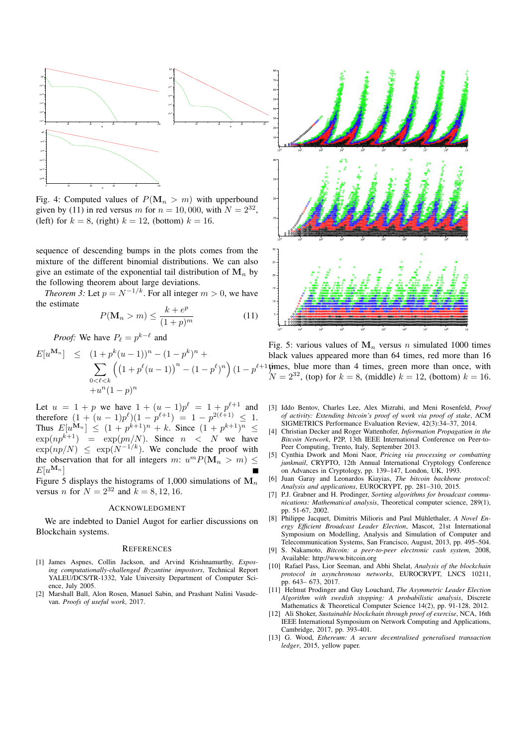Fig. 4: Computed values of $P(\mathbf{M}_n > m)$ with upperbound given by (11) in red versus $m$ for $n = 10,000$, with $N = 2^{32}$, (left) for $k = 8$, (right) $k = 12$, (bottom) $k = 16$.

sequence of descending bumps in the plots comes from the mixture of the different binomial distributions. We can also give an estimate of the exponential tail distribution of $\mathbf{M}_n$ by the following theorem about large deviations.

*Theorem 3:* Let $p = N^{-1/k}$. For all integer $m > 0$, we have the estimate

$$P(\mathbf{M}_n > m) \leq \frac{k + e^p}{(1+p)^m} \tag{11}$$

*Proof:* We have $P_\ell = p^{k-\ell}$ and

$$\begin{aligned} E[u^{\mathbf{M}_n}] \quad &\leq \quad (1 + p^k(u-1))^n - (1-p^k)^n + \\ &\sum_{0<\ell<k} \left( \left(1 + p^\ell(u-1)\right)^n - (1-p^\ell)^n \right)(1-p^{\ell+1}) \\ &+ u^n(1-p)^n \end{aligned}$$

Let $u = 1 + p$ we have $1 + (u-1)p^\ell = 1 + p^{\ell+1}$ and therefore $(1 + (u-1)p^\ell)(1 - p^{\ell+1}) = 1 - p^{2(\ell+1)} \leq 1$. Thus $E[u^{\mathbf{M}_n}] \leq (1 + p^{k+1})^n + k$. Since $(1 + p^{k+1})^n \leq \exp(np^{k+1}) = \exp(pn/N)$. Since $n < N$ we have $\exp(np/N) \leq \exp(N^{-1/k})$. We conclude the proof with the observation that for all integers $m$: $u^m P(\mathbf{M}_n > m) \leq E[u^{\mathbf{M}_n}]$ ■

Figure 5 displays the histograms of 1,000 simulations of $\mathbf{M}_n$ versus $n$ for $N = 2^{32}$ and $k = 8, 12, 16$.

Fig. 5: various values of $\mathbf{M}_n$ versus $n$ simulated 1000 times black values appeared more than 64 times, red more than 16 times, blue more than 4 times, green more than once, with $N = 2^{32}$, (top) for $k = 8$, (middle) $k = 12$, (bottom) $k = 16$.

## Acknowledgment

We are indebted to Daniel Augot for earlier discussions on Blockchain systems.

## References

[1] James Aspnes, Collin Jackson, and Arvind Krishnamurthy, *Exposing computationally-challenged Byzantine impostors*, Technical Report YALEU/DCS/TR-1332, Yale University Department of Computer Science, July 2005.

[2] Marshall Ball, Alon Rosen, Manuel Sabin, and Prashant Nalini Vasudevan. *Proofs of useful work*, 2017.

[3] Iddo Bentov, Charles Lee, Alex Mizrahi, and Meni Rosenfeld, *Proof of activity: Extending bitcoin's proof of work via proof of stake*, ACM SIGMETRICS Performance Evaluation Review, 42(3):34–37, 2014.

[4] Christian Decker and Roger Wattenhofer, *Information Propagation in the Bitcoin Network*, P2P, 13th IEEE International Conference on Peer-to-Peer Computing, Trento, Italy, September 2013.

[5] Cynthia Dwork and Moni Naor, *Pricing via processing or combatting junkmail*, CRYPTO, 12th Annual International Cryptology Conference on Advances in Cryptology, pp. 139–147, London, UK, 1993.

[6] Juan Garay and Leonardos Kiayias, *The bitcoin backbone protocol: Analysis and applications*, EUROCRYPT, pp. 281–310, 2015.

[7] P.J. Grabner and H. Prodinger, *Sorting algorithms for broadcast communications: Mathematical analysis*, Theoretical computer science, 289(1), pp. 51-67, 2002.

[8] Philippe Jacquet, Dimitris Milioris and Paul Mühlethaler, *A Novel Energy Efficient Broadcast Leader Election*, Mascot, 21st International Symposium on Modelling, Analysis and Simulation of Computer and Telecommunication Systems, San Francisco, August, 2013, pp. 495–504.

[9] S. Nakamoto, *Bitcoin: a peer-to-peer electronic cash system,* 2008, Available: http://www.bitcoin.org

[10] Rafael Pass, Lior Seeman, and Abhi Shelat, *Analysis of the blockchain protocol in asynchronous networks*, EUROCRYPT, LNCS 10211, pp. 643– 673, 2017.

[11] Helmut Prodinger and Guy Louchard, *The Asymmetric Leader Election Algorithm with swedish stopping: A probabilistic analysis*, Discrete Mathematics & Theoretical Computer Science 14(2), pp. 91-128, 2012.

[12] Ali Shoker, *Sustainable blockchain through proof of exercise*, NCA, 16th IEEE International Symposium on Network Computing and Applications, Cambridge, 2017, pp. 393-401.

[13] G. Wood, *Ethereum: A secure decentralised generalised transaction ledger*, 2015, yellow paper.